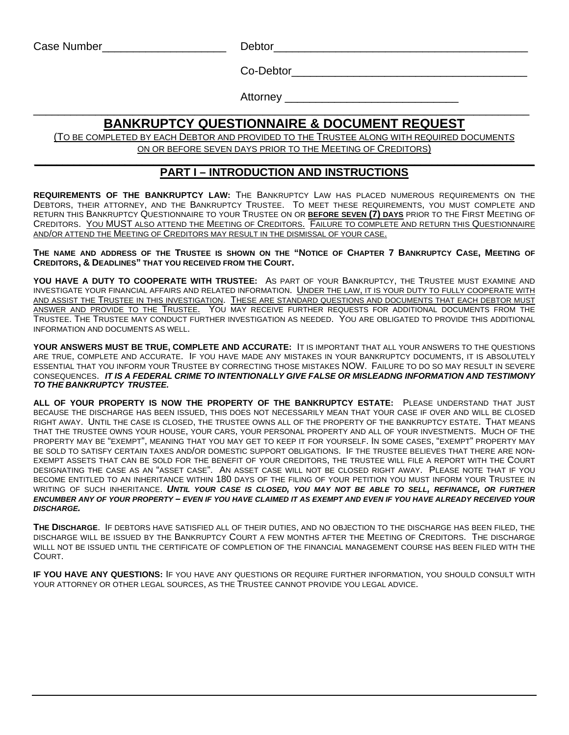Case Number____________________ Debtor__________________________________________

Co-Debtor_______________________________________

Attorney ____________________________

# BANKRUPTCY QUESTIONNAIRE & DOCUMENT REQUEST

(TO BE COMPLETED BY EACH DEBTOR AND PROVIDED TO THE TRUSTEE ALONG WITH REQUIRED DOCUMENTS ON OR BEFORE SEVEN DAYS PRIOR TO THE MEETING OF CREDITORS)

## PART I – INTRODUCTION AND INSTRUCTIONS

**REQUIREMENTS OF THE BANKRUPTCY LAW:** THE BANKRUPTCY LAW HAS PLACED NUMEROUS REQUIREMENTS ON THE DEBTORS, THEIR ATTORNEY, AND THE BANKRUPTCY TRUSTEE. TO MEET THESE REQUIREMENTS, YOU MUST COMPLETE AND RETURN THIS BANKRUPTCY QUESTIONNAIRE TO YOUR TRUSTEE ON OR **BEFORE SEVEN (7) DAYS** PRIOR TO THE FIRST MEETING OF CREDITORS. YOU MUST ALSO ATTEND THE MEETING OF CREDITORS. FAILURE TO COMPLETE AND RETURN THIS QUESTIONNAIRE AND/OR ATTEND THE MEETING OF CREDITORS MAY RESULT IN THE DISMISSAL OF YOUR CASE.

**THE NAME AND ADDRESS OF THE TRUSTEE IS SHOWN ON THE "NOTICE OF CHAPTER 7 BANKRUPTCY CASE, MEETING OF CREDITORS, & DEADLINES" THAT YOU RECEIVED FROM THE COURT.**

**YOU HAVE A DUTY TO COOPERATE WITH TRUSTEE:** AS PART OF YOUR BANKRUPTCY, THE TRUSTEE MUST EXAMINE AND INVESTIGATE YOUR FINANCIAL AFFAIRS AND RELATED INFORMATION. UNDER THE LAW, IT IS YOUR DUTY TO FULLY COOPERATE WITH AND ASSIST THE TRUSTEE IN THIS INVESTIGATION. THESE ARE STANDARD QUESTIONS AND DOCUMENTS THAT EACH DEBTOR MUST ANSWER AND PROVIDE TO THE TRUSTEE. YOU MAY RECEIVE FURTHER REQUESTS FOR ADDITIONAL DOCUMENTS FROM THE TRUSTEE. THE TRUSTEE MAY CONDUCT FURTHER INVESTIGATION AS NEEDED. YOU ARE OBLIGATED TO PROVIDE THIS ADDITIONAL INFORMATION AND DOCUMENTS AS WELL.

**YOUR ANSWERS MUST BE TRUE, COMPLETE AND ACCURATE:** IT IS IMPORTANT THAT ALL YOUR ANSWERS TO THE QUESTIONS ARE TRUE, COMPLETE AND ACCURATE. IF YOU HAVE MADE ANY MISTAKES IN YOUR BANKRUPTCY DOCUMENTS, IT IS ABSOLUTELY ESSENTIAL THAT YOU INFORM YOUR TRUSTEE BY CORRECTING THOSE MISTAKES NOW. FAILURE TO DO SO MAY RESULT IN SEVERE CONSEQUENCES. ***IT IS A FEDERAL CRIME TO INTENTIONALLY GIVE FALSE OR MISLEADNG INFORMATION AND TESTIMONY TO THE BANKRUPTCY TRUSTEE.***

**ALL OF YOUR PROPERTY IS NOW THE PROPERTY OF THE BANKRUPTCY ESTATE:** PLEASE UNDERSTAND THAT JUST BECAUSE THE DISCHARGE HAS BEEN ISSUED, THIS DOES NOT NECESSARILY MEAN THAT YOUR CASE IF OVER AND WILL BE CLOSED RIGHT AWAY. UNTIL THE CASE IS CLOSED, THE TRUSTEE OWNS ALL OF THE PROPERTY OF THE BANKRUPTCY ESTATE. THAT MEANS THAT THE TRUSTEE OWNS YOUR HOUSE, YOUR CARS, YOUR PERSONAL PROPERTY AND ALL OF YOUR INVESTMENTS. MUCH OF THE PROPERTY MAY BE "EXEMPT", MEANING THAT YOU MAY GET TO KEEP IT FOR YOURSELF. IN SOME CASES, "EXEMPT" PROPERTY MAY BE SOLD TO SATISFY CERTAIN TAXES AND/OR DOMESTIC SUPPORT OBLIGATIONS. IF THE TRUSTEE BELIEVES THAT THERE ARE NON-EXEMPT ASSETS THAT CAN BE SOLD FOR THE BENEFIT OF YOUR CREDITORS, THE TRUSTEE WILL FILE A REPORT WITH THE COURT DESIGNATING THE CASE AS AN "ASSET CASE". AN ASSET CASE WILL NOT BE CLOSED RIGHT AWAY. PLEASE NOTE THAT IF YOU BECOME ENTITLED TO AN INHERITANCE WITHIN 180 DAYS OF THE FILING OF YOUR PETITION YOU MUST INFORM YOUR TRUSTEE IN WRITING OF SUCH INHERITANCE. ***UNTIL YOUR CASE IS CLOSED, YOU MAY NOT BE ABLE TO SELL, REFINANCE, OR FURTHER ENCUMBER ANY OF YOUR PROPERTY – EVEN IF YOU HAVE CLAIMED IT AS EXEMPT AND EVEN IF YOU HAVE ALREADY RECEIVED YOUR DISCHARGE.***

**THE DISCHARGE**. IF DEBTORS HAVE SATISFIED ALL OF THEIR DUTIES, AND NO OBJECTION TO THE DISCHARGE HAS BEEN FILED, THE DISCHARGE WILL BE ISSUED BY THE BANKRUPTCY COURT A FEW MONTHS AFTER THE MEETING OF CREDITORS. THE DISCHARGE WILLL NOT BE ISSUED UNTIL THE CERTIFICATE OF COMPLETION OF THE FINANCIAL MANAGEMENT COURSE HAS BEEN FILED WITH THE COURT.

**IF YOU HAVE ANY QUESTIONS:** IF YOU HAVE ANY QUESTIONS OR REQUIRE FURTHER INFORMATION, YOU SHOULD CONSULT WITH YOUR ATTORNEY OR OTHER LEGAL SOURCES, AS THE TRUSTEE CANNOT PROVIDE YOU LEGAL ADVICE.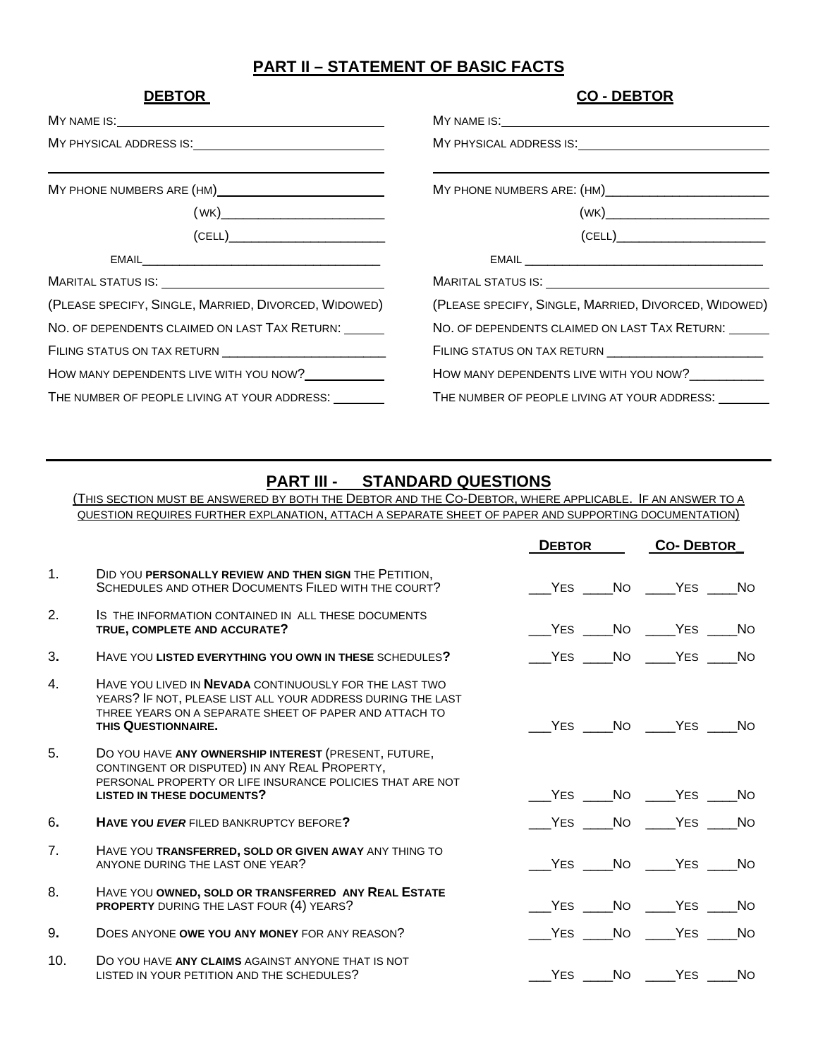## PART II – STATEMENT OF BASIC FACTS

| DEBTOR | CO - DEBTOR |
|---|---|
| MY NAME IS:________________ | MY NAME IS:________________ |
| MY PHYSICAL ADDRESS IS:________________ | MY PHYSICAL ADDRESS IS:________________ |
| ________________ | ________________ |
| MY PHONE NUMBERS ARE (HM)________________ | MY PHONE NUMBERS ARE: (HM)________________ |
| (WK)________________ | (WK)________________ |
| (CELL)________________ | (CELL)________________ |
| EMAIL________________ | EMAIL________________ |
| MARITAL STATUS IS: ________________ | MARITAL STATUS IS: ________________ |
| (PLEASE SPECIFY, SINGLE, MARRIED, DIVORCED, WIDOWED) | (PLEASE SPECIFY, SINGLE, MARRIED, DIVORCED, WIDOWED) |
| NO. OF DEPENDENTS CLAIMED ON LAST TAX RETURN: ______ | NO. OF DEPENDENTS CLAIMED ON LAST TAX RETURN: ______ |
| FILING STATUS ON TAX RETURN ________________ | FILING STATUS ON TAX RETURN ________________ |
| HOW MANY DEPENDENTS LIVE WITH YOU NOW?__________ | HOW MANY DEPENDENTS LIVE WITH YOU NOW?__________ |
| THE NUMBER OF PEOPLE LIVING AT YOUR ADDRESS: _______ | THE NUMBER OF PEOPLE LIVING AT YOUR ADDRESS: _______ |

---

## PART III - STANDARD QUESTIONS

(THIS SECTION MUST BE ANSWERED BY BOTH THE DEBTOR AND THE CO-DEBTOR, WHERE APPLICABLE. IF AN ANSWER TO A QUESTION REQUIRES FURTHER EXPLANATION, ATTACH A SEPARATE SHEET OF PAPER AND SUPPORTING DOCUMENTATION)

| | | DEBTOR | CO- DEBTOR |
|---|---|---|---|
| 1. | DID YOU **PERSONALLY REVIEW AND THEN SIGN** THE PETITION, SCHEDULES AND OTHER DOCUMENTS FILED WITH THE COURT? | ___YES ____NO | ____YES ____NO |
| 2. | IS THE INFORMATION CONTAINED IN ALL THESE DOCUMENTS **TRUE, COMPLETE AND ACCURATE?** | ___YES ____NO | ____YES ____NO |
| 3. | HAVE YOU **LISTED EVERYTHING YOU OWN IN THESE** SCHEDULES**?** | ___YES ____NO | ____YES ____NO |
| 4. | HAVE YOU LIVED IN **NEVADA** CONTINUOUSLY FOR THE LAST TWO YEARS? IF NOT, PLEASE LIST ALL YOUR ADDRESS DURING THE LAST THREE YEARS ON A SEPARATE SHEET OF PAPER AND ATTACH TO **THIS QUESTIONNAIRE.** | ___YES ____NO | ____YES ____NO |
| 5. | DO YOU HAVE **ANY OWNERSHIP INTEREST** (PRESENT, FUTURE, CONTINGENT OR DISPUTED) IN ANY REAL PROPERTY, PERSONAL PROPERTY OR LIFE INSURANCE POLICIES THAT ARE NOT **LISTED IN THESE DOCUMENTS?** | ___YES ____NO | ____YES ____NO |
| 6. | **HAVE YOU *EVER*** FILED BANKRUPTCY BEFORE**?** | ___YES ____NO | ____YES ____NO |
| 7. | HAVE YOU **TRANSFERRED, SOLD OR GIVEN AWAY** ANY THING TO ANYONE DURING THE LAST ONE YEAR? | ___YES ____NO | ____YES ____NO |
| 8. | HAVE YOU **OWNED, SOLD OR TRANSFERRED ANY REAL ESTATE PROPERTY** DURING THE LAST FOUR (4) YEARS? | ___YES ____NO | ____YES ____NO |
| 9. | DOES ANYONE **OWE YOU ANY MONEY** FOR ANY REASON? | ___YES ____NO | ____YES ____NO |
| 10. | DO YOU HAVE **ANY CLAIMS** AGAINST ANYONE THAT IS NOT LISTED IN YOUR PETITION AND THE SCHEDULES? | ___YES ____NO | ____YES ____NO |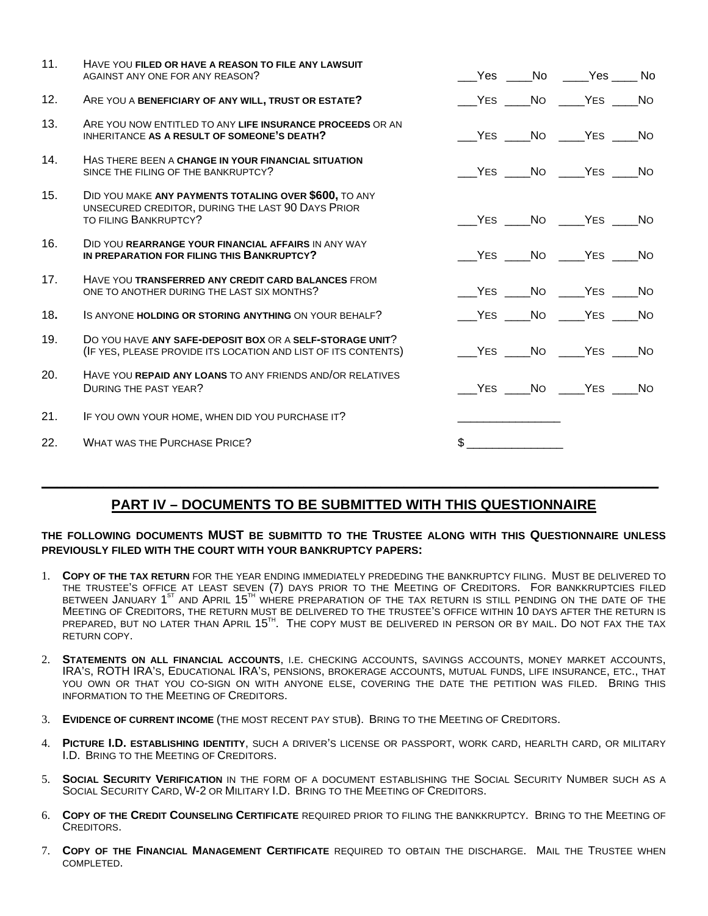| | | | |
|---|---|---|---|
| 11. | Have you **filed or have a reason to file any lawsuit** against any one for any reason? | ___Yes ____No | ____Yes ____ No |
| 12. | Are you a **beneficiary of any will, trust or estate?** | ___Yes ____No | ____Yes ____No |
| 13. | Are you now entitled to any **life insurance proceeds** or an inheritance **as a result of someone's death?** | ___Yes ____No | ____Yes ____No |
| 14. | Has there been a **change in your financial situation** since the filing of the bankruptcy? | ___Yes ____No | ____Yes ____No |
| 15. | Did you make **any payments totaling over $600,** to any unsecured creditor, during the last 90 Days Prior to filing Bankruptcy? | ___Yes ____No | ____Yes ____No |
| 16. | Did you **rearrange your financial affairs** in any way **in preparation for filing this Bankruptcy?** | ___Yes ____No | ____Yes ____No |
| 17. | Have you **transferred any credit card balances** from one to another during the last six months? | ___Yes ____No | ____Yes ____No |
| 18. | Is anyone **holding or storing anything** on your behalf? | ___Yes ____No | ____Yes ____No |
| 19. | Do you have **any safe-deposit box** or a **self-storage unit**? (If yes, please provide its location and list of its contents) | ___Yes ____No | ____Yes ____No |
| 20. | Have you **repaid any loans** to any friends and/or relatives During the past year? | ___Yes ____No | ____Yes ____No |
| 21. | If you own your home, when did you purchase it? | ________________ | |
| 22. | What was the Purchase Price? | $ _______________ | |

## PART IV – DOCUMENTS TO BE SUBMITTED WITH THIS QUESTIONNAIRE

**THE FOLLOWING DOCUMENTS MUST BE SUBMITTD TO THE TRUSTEE ALONG WITH THIS QUESTIONNAIRE UNLESS PREVIOUSLY FILED WITH THE COURT WITH YOUR BANKRUPTCY PAPERS:**

1. **Copy of the tax return** for the year ending immediately prededing the bankruptcy filing. Must be delivered to the trustee's office at least seven (7) days prior to the Meeting of Creditors. For bankkruptcies filed between January 1st and April 15th where preparation of the tax return is still pending on the date of the Meeting of Creditors, the return must be delivered to the trustee's office within 10 days after the return is prepared, but no later than April 15th. The copy must be delivered in person or by mail. Do not fax the tax return copy.
2. **Statements on all financial accounts**, i.e. checking accounts, savings accounts, money market accounts, IRA's, ROTH IRA's, Educational IRA's, pensions, brokerage accounts, mutual funds, life insurance, etc., that you own or that you co-sign on with anyone else, covering the date the petition was filed. Bring this information to the Meeting of Creditors.
3. **Evidence of current income** (the most recent pay stub). Bring to the Meeting of Creditors.
4. **Picture I.D. establishing identity**, such a driver's license or passport, work card, hearlth card, or military I.D. Bring to the Meeting of Creditors.
5. **Social Security Verification** in the form of a document establishing the Social Security Number such as a Social Security Card, W-2 or Military I.D. Bring to the Meeting of Creditors.
6. **Copy of the Credit Counseling Certificate** required prior to filing the bankkruptcy. Bring to the Meeting of Creditors.
7. **Copy of the Financial Management Certificate** required to obtain the discharge. Mail the Trustee when completed.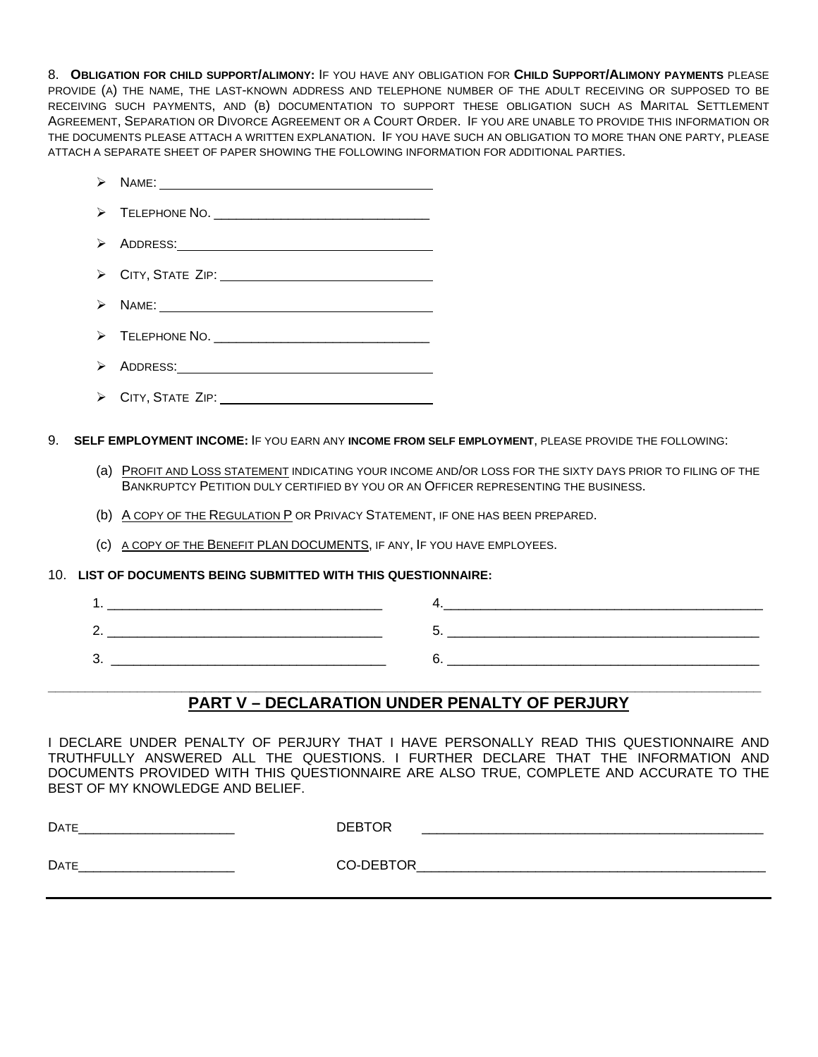8. **OBLIGATION FOR CHILD SUPPORT/ALIMONY:** IF YOU HAVE ANY OBLIGATION FOR **CHILD SUPPORT/ALIMONY PAYMENTS** PLEASE PROVIDE (A) THE NAME, THE LAST-KNOWN ADDRESS AND TELEPHONE NUMBER OF THE ADULT RECEIVING OR SUPPOSED TO BE RECEIVING SUCH PAYMENTS, AND (B) DOCUMENTATION TO SUPPORT THESE OBLIGATION SUCH AS MARITAL SETTLEMENT AGREEMENT, SEPARATION OR DIVORCE AGREEMENT OR A COURT ORDER. IF YOU ARE UNABLE TO PROVIDE THIS INFORMATION OR THE DOCUMENTS PLEASE ATTACH A WRITTEN EXPLANATION. IF YOU HAVE SUCH AN OBLIGATION TO MORE THAN ONE PARTY, PLEASE ATTACH A SEPARATE SHEET OF PAPER SHOWING THE FOLLOWING INFORMATION FOR ADDITIONAL PARTIES.

- NAME: ______________________________
- TELEPHONE NO. ______________________________
- ADDRESS: ______________________________
- CITY, STATE ZIP: ______________________________
- NAME: ______________________________
- TELEPHONE NO. ______________________________
- ADDRESS: ______________________________
- CITY, STATE ZIP: ______________________________

9. **SELF EMPLOYMENT INCOME:** IF YOU EARN ANY **INCOME FROM SELF EMPLOYMENT**, PLEASE PROVIDE THE FOLLOWING:

   (a) PROFIT AND LOSS STATEMENT INDICATING YOUR INCOME AND/OR LOSS FOR THE SIXTY DAYS PRIOR TO FILING OF THE BANKRUPTCY PETITION DULY CERTIFIED BY YOU OR AN OFFICER REPRESENTING THE BUSINESS.

   (b) A COPY OF THE REGULATION P OR PRIVACY STATEMENT, IF ONE HAS BEEN PREPARED.

   (c) A COPY OF THE BENEFIT PLAN DOCUMENTS, IF ANY, IF YOU HAVE EMPLOYEES.

10. **LIST OF DOCUMENTS BEING SUBMITTED WITH THIS QUESTIONNAIRE:**

1. ______________________________ 4. ______________________________

2. ______________________________ 5. ______________________________

3. ______________________________ 6. ______________________________

## PART V – DECLARATION UNDER PENALTY OF PERJURY

I DECLARE UNDER PENALTY OF PERJURY THAT I HAVE PERSONALLY READ THIS QUESTIONNAIRE AND TRUTHFULLY ANSWERED ALL THE QUESTIONS. I FURTHER DECLARE THAT THE INFORMATION AND DOCUMENTS PROVIDED WITH THIS QUESTIONNAIRE ARE ALSO TRUE, COMPLETE AND ACCURATE TO THE BEST OF MY KNOWLEDGE AND BELIEF.

DATE____________________ DEBTOR ______________________________

DATE____________________ CO-DEBTOR______________________________